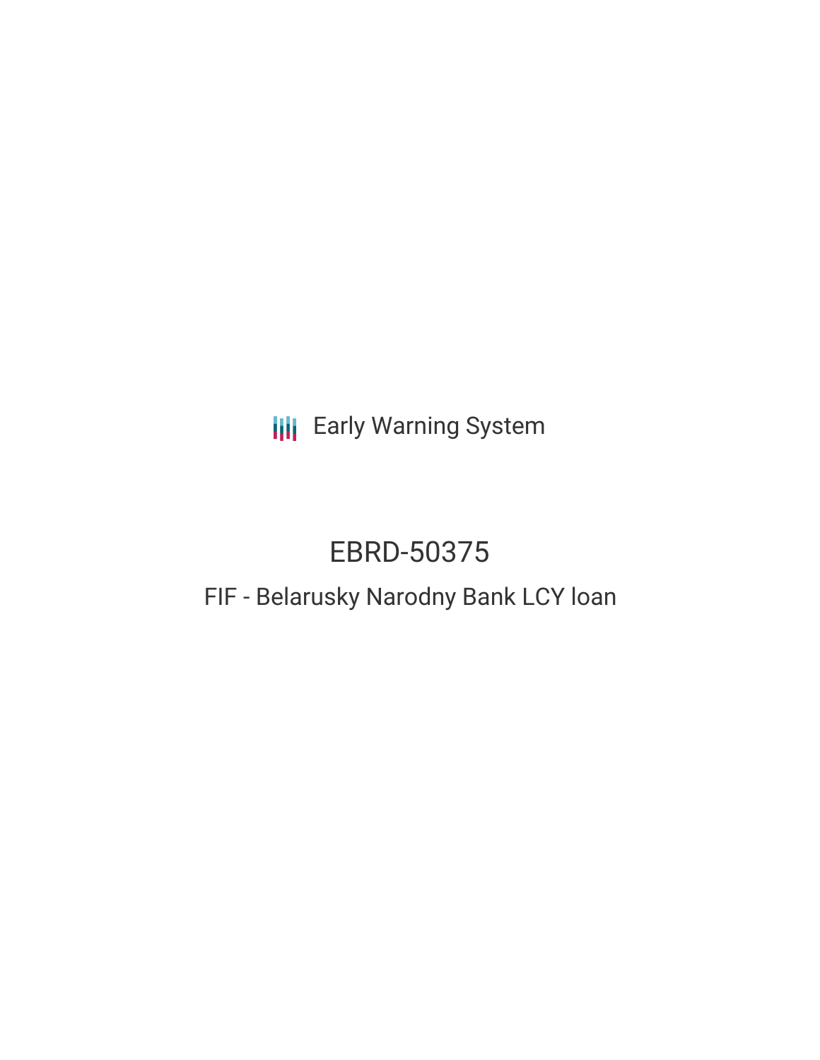Early Warning System

# EBRD-50375

## FIF - Belarusky Narodny Bank LCY loan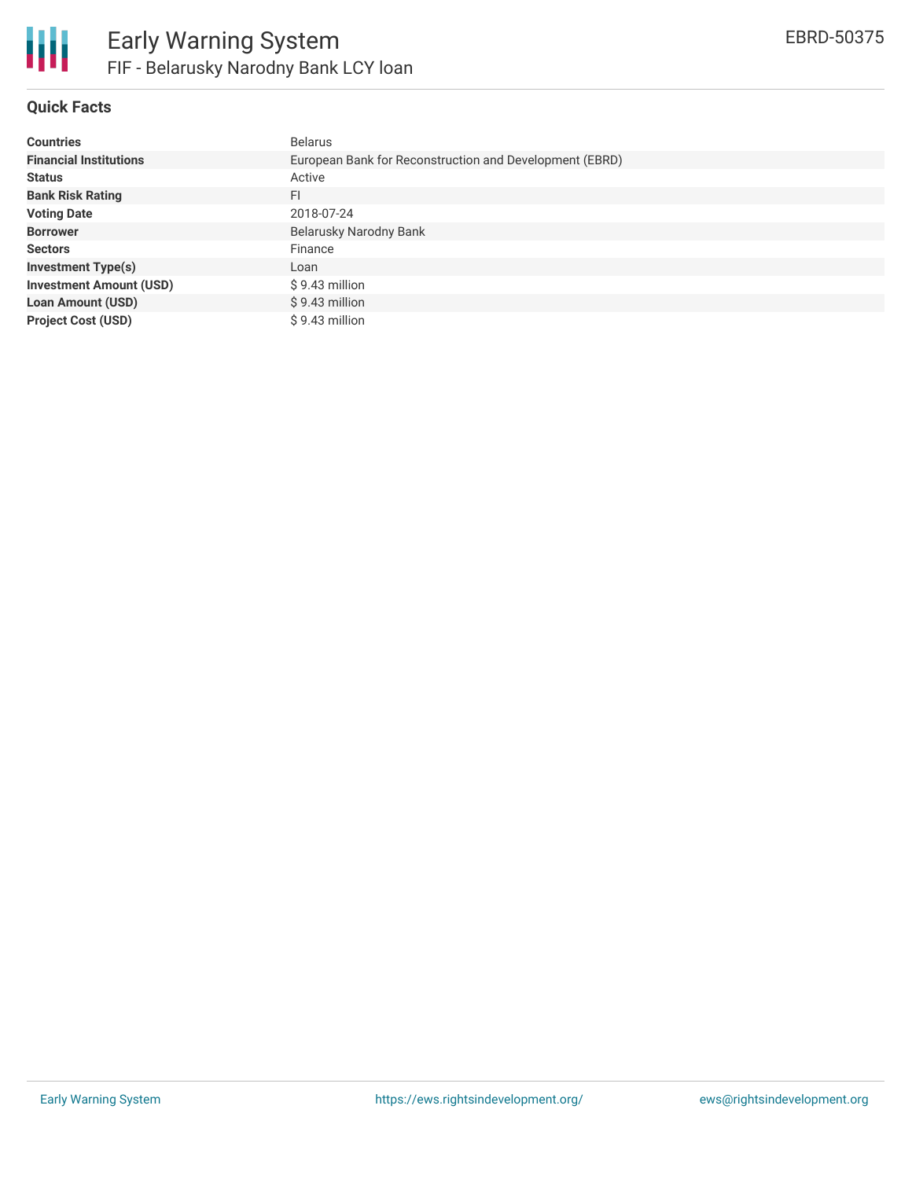# Early Warning System

## FIF - Belarusky Narodny Bank LCY loan

EBRD-50375

### Quick Facts

| | |
|---|---|
| **Countries** | Belarus |
| **Financial Institutions** | European Bank for Reconstruction and Development (EBRD) |
| **Status** | Active |
| **Bank Risk Rating** | FI |
| **Voting Date** | 2018-07-24 |
| **Borrower** | Belarusky Narodny Bank |
| **Sectors** | Finance |
| **Investment Type(s)** | Loan |
| **Investment Amount (USD)** | $ 9.43 million |
| **Loan Amount (USD)** | $ 9.43 million |
| **Project Cost (USD)** | $ 9.43 million |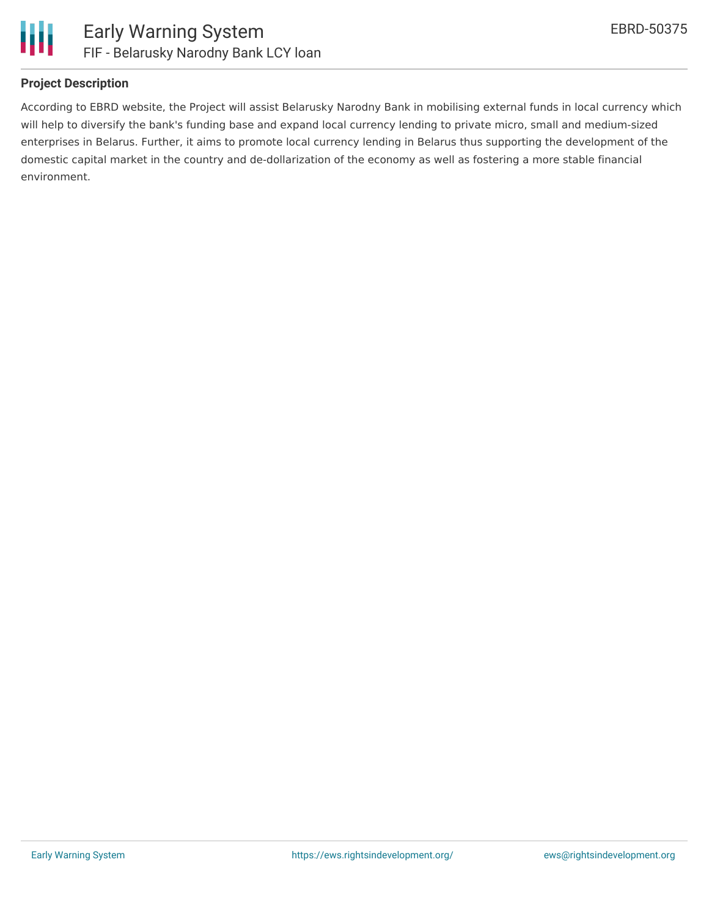### Project Description

According to EBRD website, the Project will assist Belarusky Narodny Bank in mobilising external funds in local currency which will help to diversify the bank's funding base and expand local currency lending to private micro, small and medium-sized enterprises in Belarus. Further, it aims to promote local currency lending in Belarus thus supporting the development of the domestic capital market in the country and de-dollarization of the economy as well as fostering a more stable financial environment.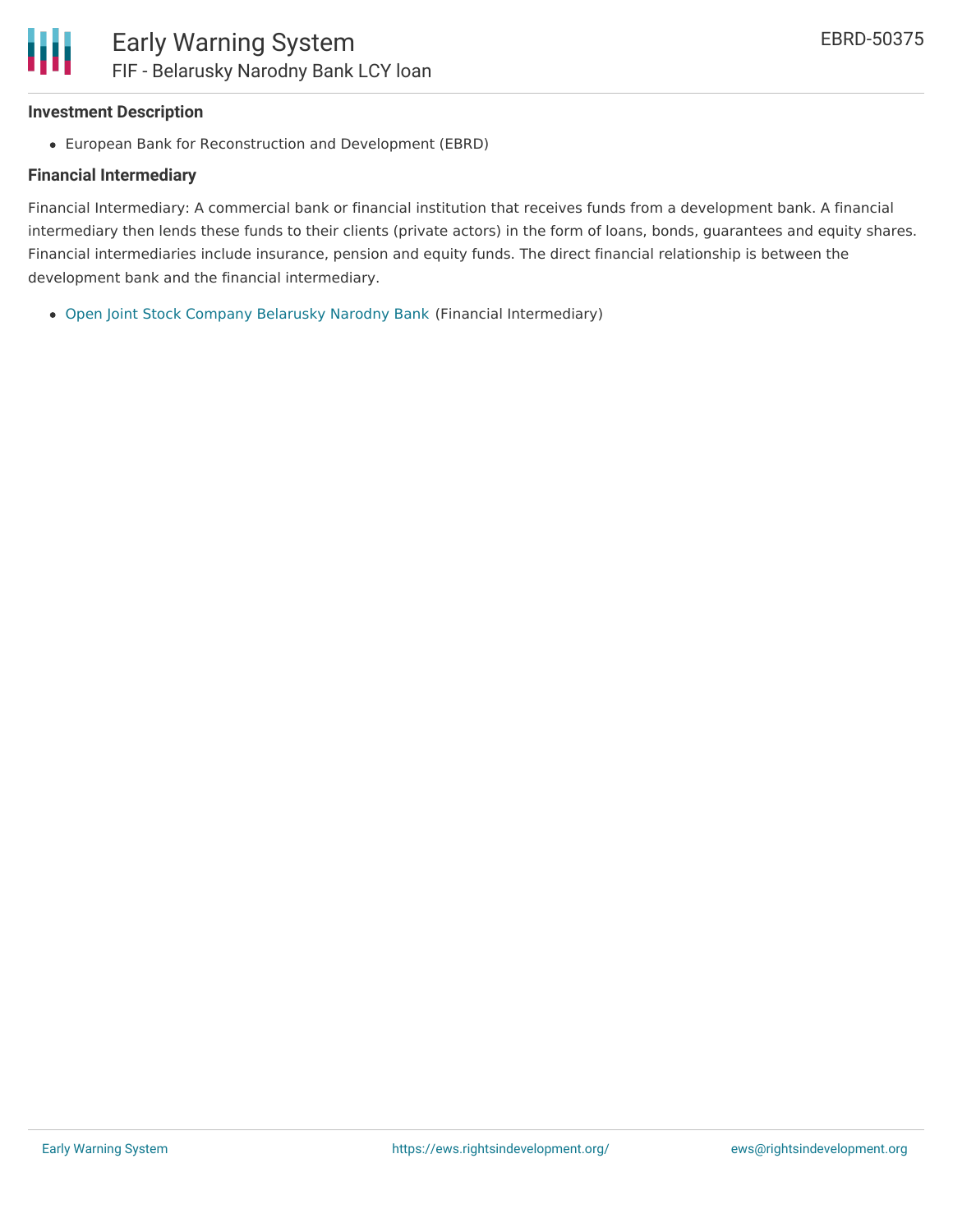### Investment Description

- European Bank for Reconstruction and Development (EBRD)

### Financial Intermediary

Financial Intermediary: A commercial bank or financial institution that receives funds from a development bank. A financial intermediary then lends these funds to their clients (private actors) in the form of loans, bonds, guarantees and equity shares. Financial intermediaries include insurance, pension and equity funds. The direct financial relationship is between the development bank and the financial intermediary.

- Open Joint Stock Company Belarusky Narodny Bank (Financial Intermediary)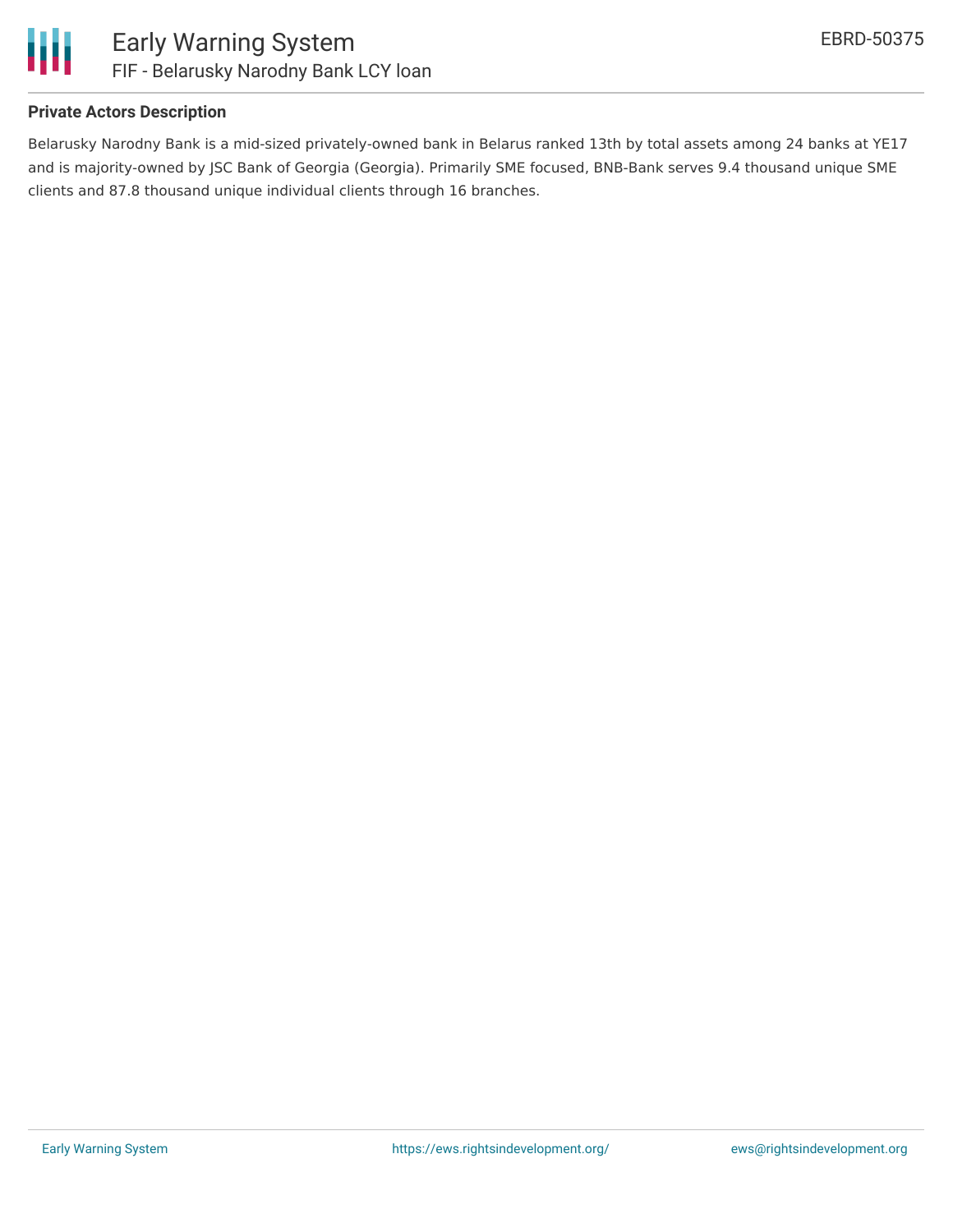### Private Actors Description

Belarusky Narodny Bank is a mid-sized privately-owned bank in Belarus ranked 13th by total assets among 24 banks at YE17 and is majority-owned by JSC Bank of Georgia (Georgia). Primarily SME focused, BNB-Bank serves 9.4 thousand unique SME clients and 87.8 thousand unique individual clients through 16 branches.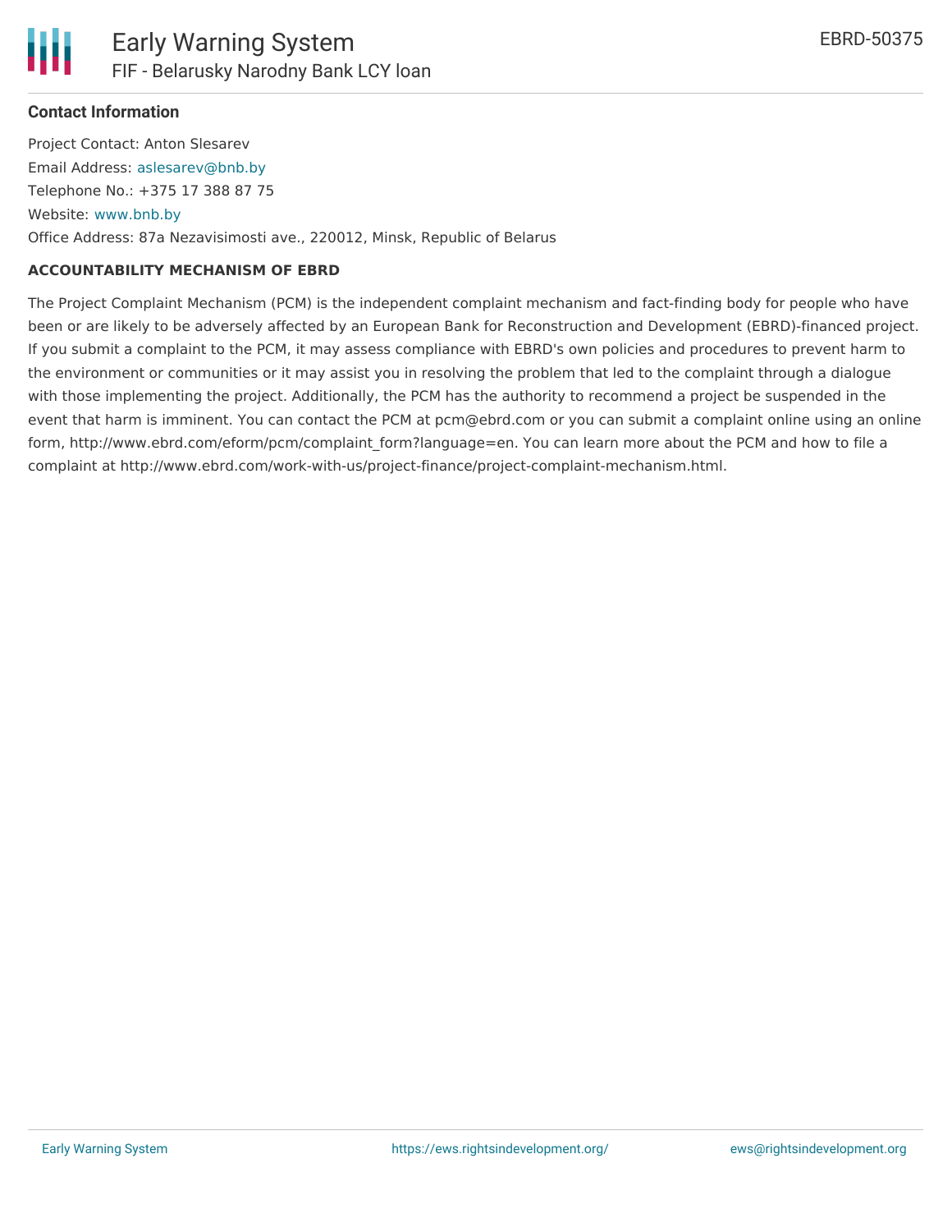### Contact Information

Project Contact: Anton Slesarev
Email Address: aslesarev@bnb.by
Telephone No.: +375 17 388 87 75
Website: www.bnb.by
Office Address: 87a Nezavisimosti ave., 220012, Minsk, Republic of Belarus

#### ACCOUNTABILITY MECHANISM OF EBRD

The Project Complaint Mechanism (PCM) is the independent complaint mechanism and fact-finding body for people who have been or are likely to be adversely affected by an European Bank for Reconstruction and Development (EBRD)-financed project. If you submit a complaint to the PCM, it may assess compliance with EBRD's own policies and procedures to prevent harm to the environment or communities or it may assist you in resolving the problem that led to the complaint through a dialogue with those implementing the project. Additionally, the PCM has the authority to recommend a project be suspended in the event that harm is imminent. You can contact the PCM at pcm@ebrd.com or you can submit a complaint online using an online form, http://www.ebrd.com/eform/pcm/complaint_form?language=en. You can learn more about the PCM and how to file a complaint at http://www.ebrd.com/work-with-us/project-finance/project-complaint-mechanism.html.